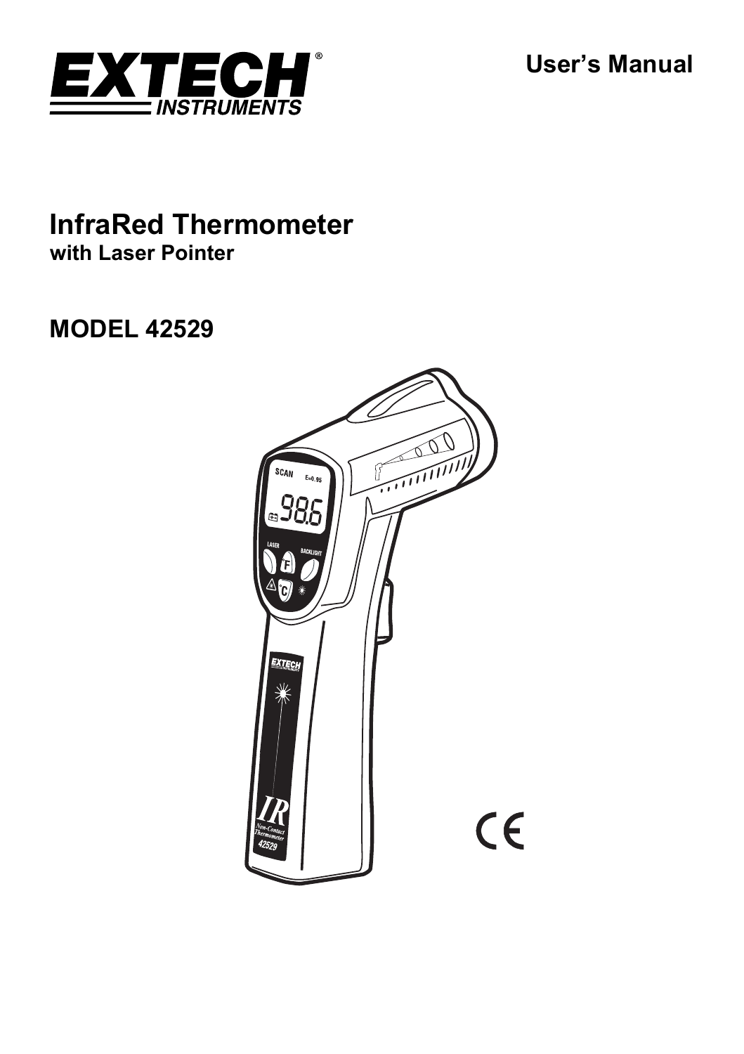EXTECH INSTRUMENTS

User's Manual

# InfraRed Thermometer

**with Laser Pointer**

## MODEL 42529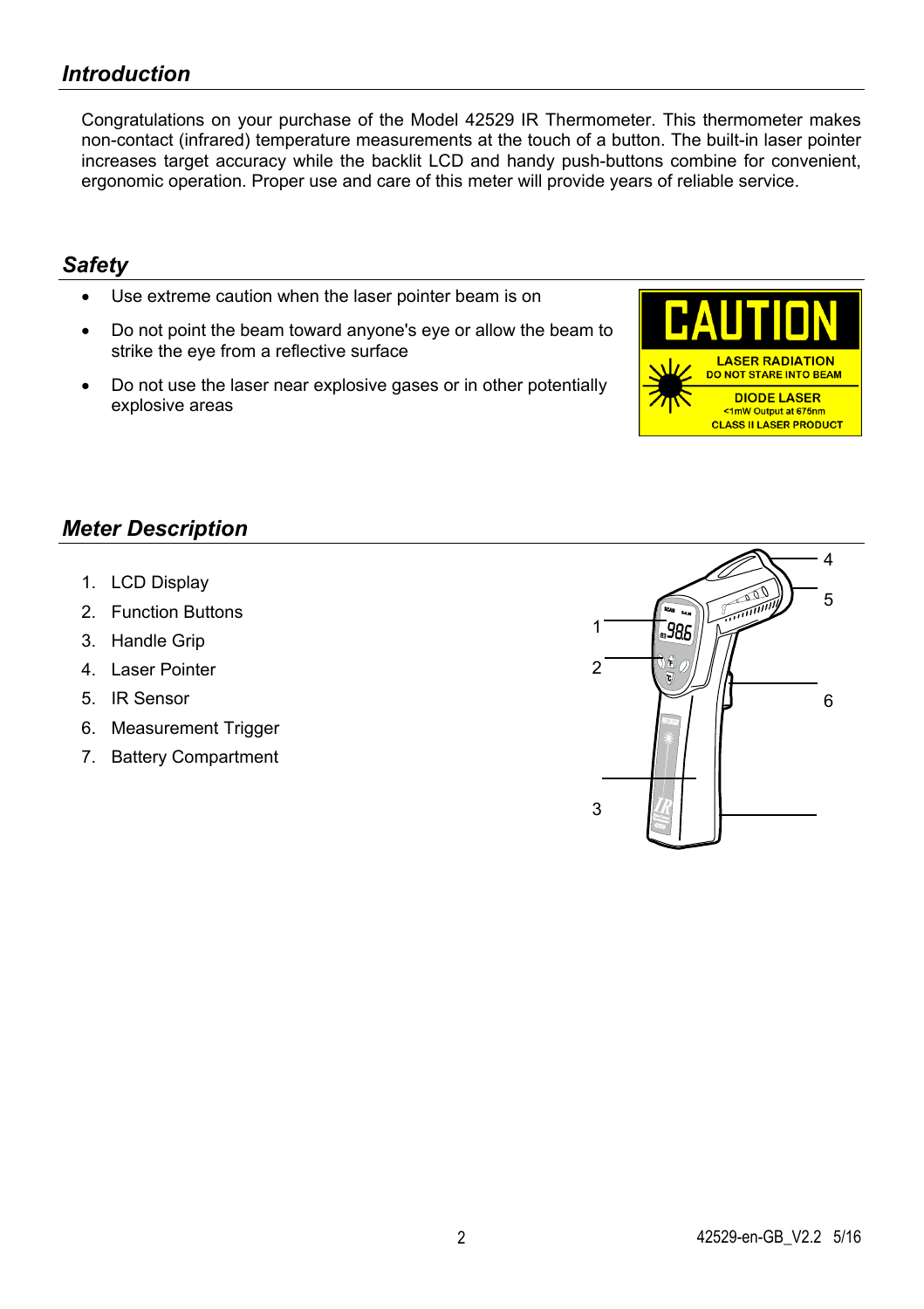## *Introduction*

Congratulations on your purchase of the Model 42529 IR Thermometer. This thermometer makes non-contact (infrared) temperature measurements at the touch of a button. The built-in laser pointer increases target accuracy while the backlit LCD and handy push-buttons combine for convenient, ergonomic operation. Proper use and care of this meter will provide years of reliable service.

## *Safety*

- Use extreme caution when the laser pointer beam is on
- Do not point the beam toward anyone's eye or allow the beam to strike the eye from a reflective surface
- Do not use the laser near explosive gases or in other potentially explosive areas

CAUTION
LASER RADIATION
DO NOT STARE INTO BEAM
DIODE LASER
<1mW Output at 675nm
CLASS II LASER PRODUCT

## *Meter Description*

1. LCD Display
2. Function Buttons
3. Handle Grip
4. Laser Pointer
5. IR Sensor
6. Measurement Trigger
7. Battery Compartment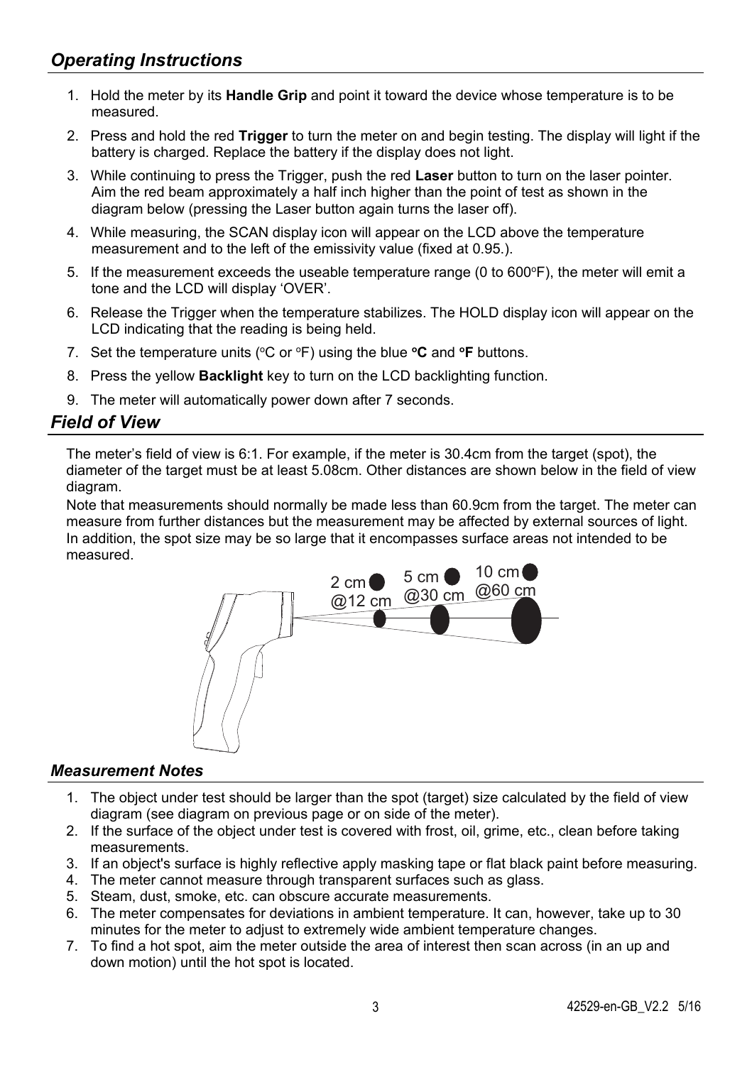## Operating Instructions

1. Hold the meter by its **Handle Grip** and point it toward the device whose temperature is to be measured.
2. Press and hold the red **Trigger** to turn the meter on and begin testing. The display will light if the battery is charged. Replace the battery if the display does not light.
3. While continuing to press the Trigger, push the red **Laser** button to turn on the laser pointer. Aim the red beam approximately a half inch higher than the point of test as shown in the diagram below (pressing the Laser button again turns the laser off).
4. While measuring, the SCAN display icon will appear on the LCD above the temperature measurement and to the left of the emissivity value (fixed at 0.95.).
5. If the measurement exceeds the useable temperature range (0 to 600°F), the meter will emit a tone and the LCD will display 'OVER'.
6. Release the Trigger when the temperature stabilizes. The HOLD display icon will appear on the LCD indicating that the reading is being held.
7. Set the temperature units (°C or °F) using the blue **°C** and **°F** buttons.
8. Press the yellow **Backlight** key to turn on the LCD backlighting function.
9. The meter will automatically power down after 7 seconds.

## Field of View

The meter's field of view is 6:1. For example, if the meter is 30.4cm from the target (spot), the diameter of the target must be at least 5.08cm. Other distances are shown below in the field of view diagram.

Note that measurements should normally be made less than 60.9cm from the target. The meter can measure from further distances but the measurement may be affected by external sources of light. In addition, the spot size may be so large that it encompasses surface areas not intended to be measured.

2 cm @12 cm    5 cm @30 cm    10 cm @60 cm

### Measurement Notes

1. The object under test should be larger than the spot (target) size calculated by the field of view diagram (see diagram on previous page or on side of the meter).
2. If the surface of the object under test is covered with frost, oil, grime, etc., clean before taking measurements.
3. If an object's surface is highly reflective apply masking tape or flat black paint before measuring.
4. The meter cannot measure through transparent surfaces such as glass.
5. Steam, dust, smoke, etc. can obscure accurate measurements.
6. The meter compensates for deviations in ambient temperature. It can, however, take up to 30 minutes for the meter to adjust to extremely wide ambient temperature changes.
7. To find a hot spot, aim the meter outside the area of interest then scan across (in an up and down motion) until the hot spot is located.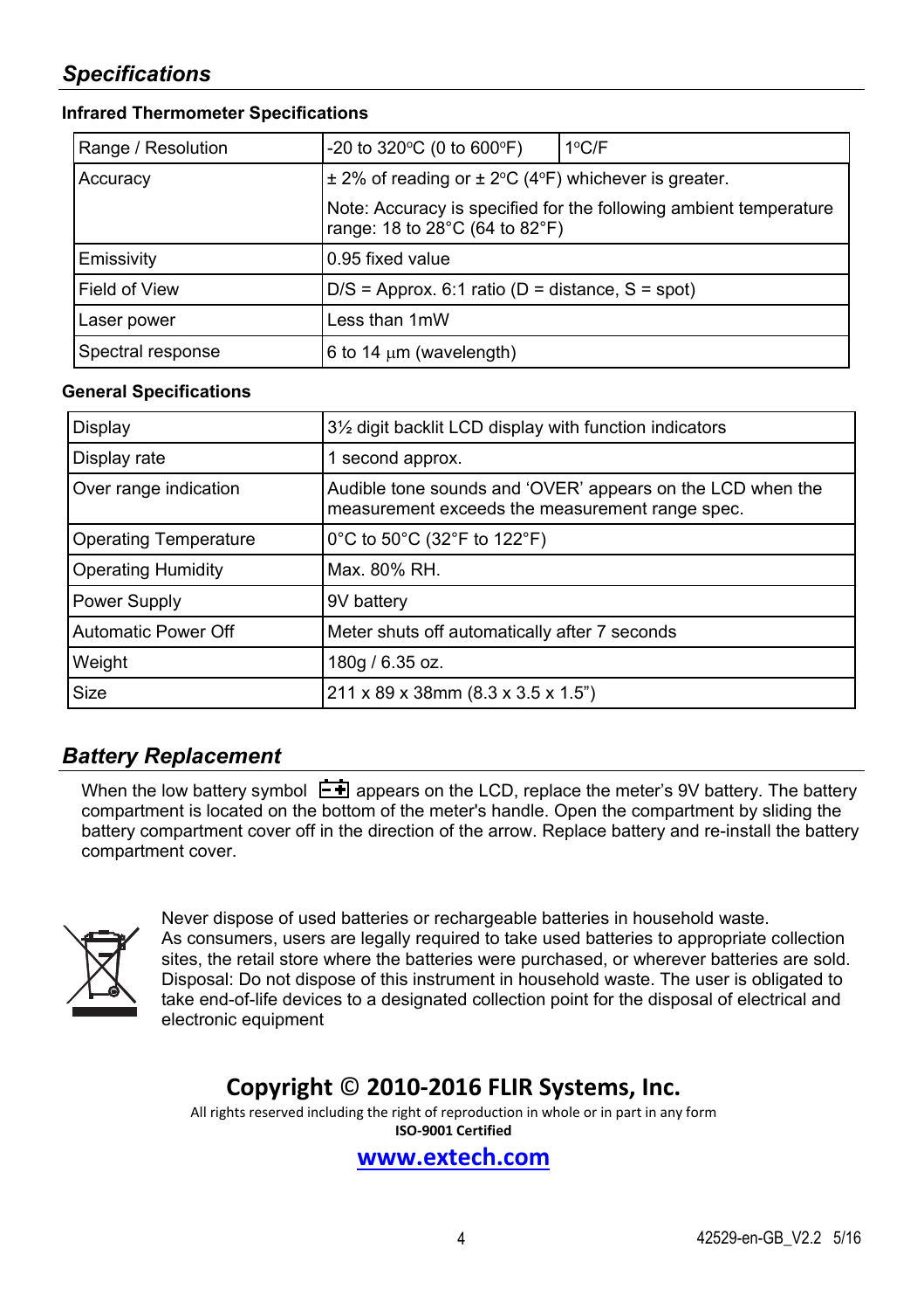## *Specifications*

### Infrared Thermometer Specifications

| | | |
|---|---|---|
| Range / Resolution | -20 to 320°C (0 to 600°F) | 1°C/F |
| Accuracy | ± 2% of reading or ± 2°C (4°F) whichever is greater.<br>Note: Accuracy is specified for the following ambient temperature range: 18 to 28°C (64 to 82°F) | |
| Emissivity | 0.95 fixed value | |
| Field of View | D/S = Approx. 6:1 ratio (D = distance, S = spot) | |
| Laser power | Less than 1mW | |
| Spectral response | 6 to 14 μm (wavelength) | |

### General Specifications

| | |
|---|---|
| Display | 3½ digit backlit LCD display with function indicators |
| Display rate | 1 second approx. |
| Over range indication | Audible tone sounds and 'OVER' appears on the LCD when the measurement exceeds the measurement range spec. |
| Operating Temperature | 0°C to 50°C (32°F to 122°F) |
| Operating Humidity | Max. 80% RH. |
| Power Supply | 9V battery |
| Automatic Power Off | Meter shuts off automatically after 7 seconds |
| Weight | 180g / 6.35 oz. |
| Size | 211 x 89 x 38mm (8.3 x 3.5 x 1.5") |

## *Battery Replacement*

When the low battery symbol appears on the LCD, replace the meter's 9V battery. The battery compartment is located on the bottom of the meter's handle. Open the compartment by sliding the battery compartment cover off in the direction of the arrow. Replace battery and re-install the battery compartment cover.

Never dispose of used batteries or rechargeable batteries in household waste.
As consumers, users are legally required to take used batteries to appropriate collection sites, the retail store where the batteries were purchased, or wherever batteries are sold.
Disposal: Do not dispose of this instrument in household waste. The user is obligated to take end-of-life devices to a designated collection point for the disposal of electrical and electronic equipment

**Copyright © 2010-2016 FLIR Systems, Inc.**

All rights reserved including the right of reproduction in whole or in part in any form

**ISO-9001 Certified**

**www.extech.com**

42529-en-GB_V2.2 5/16